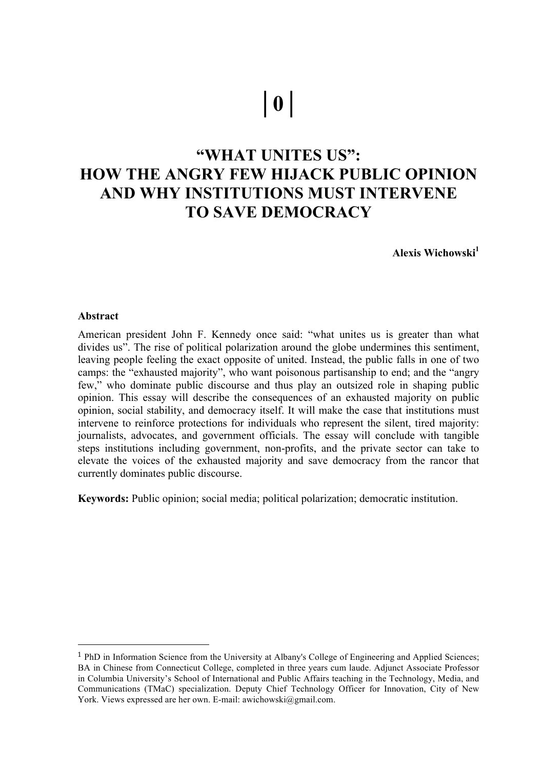# |0|

# "WHAT UNITES US": HOW THE ANGRY FEW HIJACK PUBLIC OPINION AND WHY INSTITUTIONS MUST INTERVENE TO SAVE DEMOCRACY

**Alexis Wichowski**[1]

**Abstract**

American president John F. Kennedy once said: "what unites us is greater than what divides us". The rise of political polarization around the globe undermines this sentiment, leaving people feeling the exact opposite of united. Instead, the public falls in one of two camps: the "exhausted majority", who want poisonous partisanship to end; and the "angry few," who dominate public discourse and thus play an outsized role in shaping public opinion. This essay will describe the consequences of an exhausted majority on public opinion, social stability, and democracy itself. It will make the case that institutions must intervene to reinforce protections for individuals who represent the silent, tired majority: journalists, advocates, and government officials. The essay will conclude with tangible steps institutions including government, non-profits, and the private sector can take to elevate the voices of the exhausted majority and save democracy from the rancor that currently dominates public discourse.

**Keywords:** Public opinion; social media; political polarization; democratic institution.

---

[1] PhD in Information Science from the University at Albany's College of Engineering and Applied Sciences; BA in Chinese from Connecticut College, completed in three years cum laude. Adjunct Associate Professor in Columbia University's School of International and Public Affairs teaching in the Technology, Media, and Communications (TMaC) specialization. Deputy Chief Technology Officer for Innovation, City of New York. Views expressed are her own. E-mail: awichowski@gmail.com.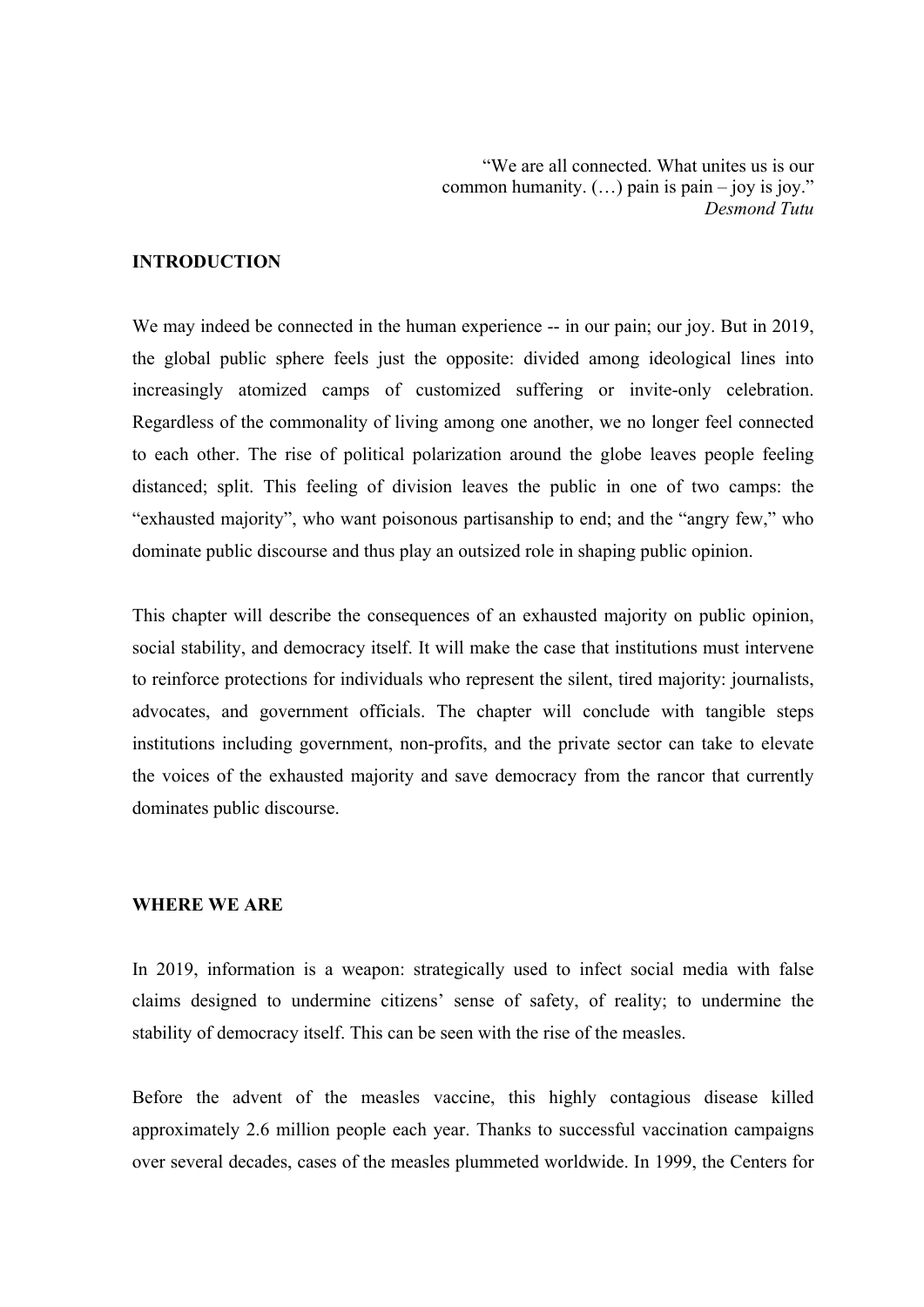> "We are all connected. What unites us is our common humanity. (…) pain is pain – joy is joy."
> *Desmond Tutu*

## INTRODUCTION

We may indeed be connected in the human experience -- in our pain; our joy. But in 2019, the global public sphere feels just the opposite: divided among ideological lines into increasingly atomized camps of customized suffering or invite-only celebration. Regardless of the commonality of living among one another, we no longer feel connected to each other. The rise of political polarization around the globe leaves people feeling distanced; split. This feeling of division leaves the public in one of two camps: the "exhausted majority", who want poisonous partisanship to end; and the "angry few," who dominate public discourse and thus play an outsized role in shaping public opinion.

This chapter will describe the consequences of an exhausted majority on public opinion, social stability, and democracy itself. It will make the case that institutions must intervene to reinforce protections for individuals who represent the silent, tired majority: journalists, advocates, and government officials. The chapter will conclude with tangible steps institutions including government, non-profits, and the private sector can take to elevate the voices of the exhausted majority and save democracy from the rancor that currently dominates public discourse.

## WHERE WE ARE

In 2019, information is a weapon: strategically used to infect social media with false claims designed to undermine citizens' sense of safety, of reality; to undermine the stability of democracy itself. This can be seen with the rise of the measles.

Before the advent of the measles vaccine, this highly contagious disease killed approximately 2.6 million people each year. Thanks to successful vaccination campaigns over several decades, cases of the measles plummeted worldwide. In 1999, the Centers for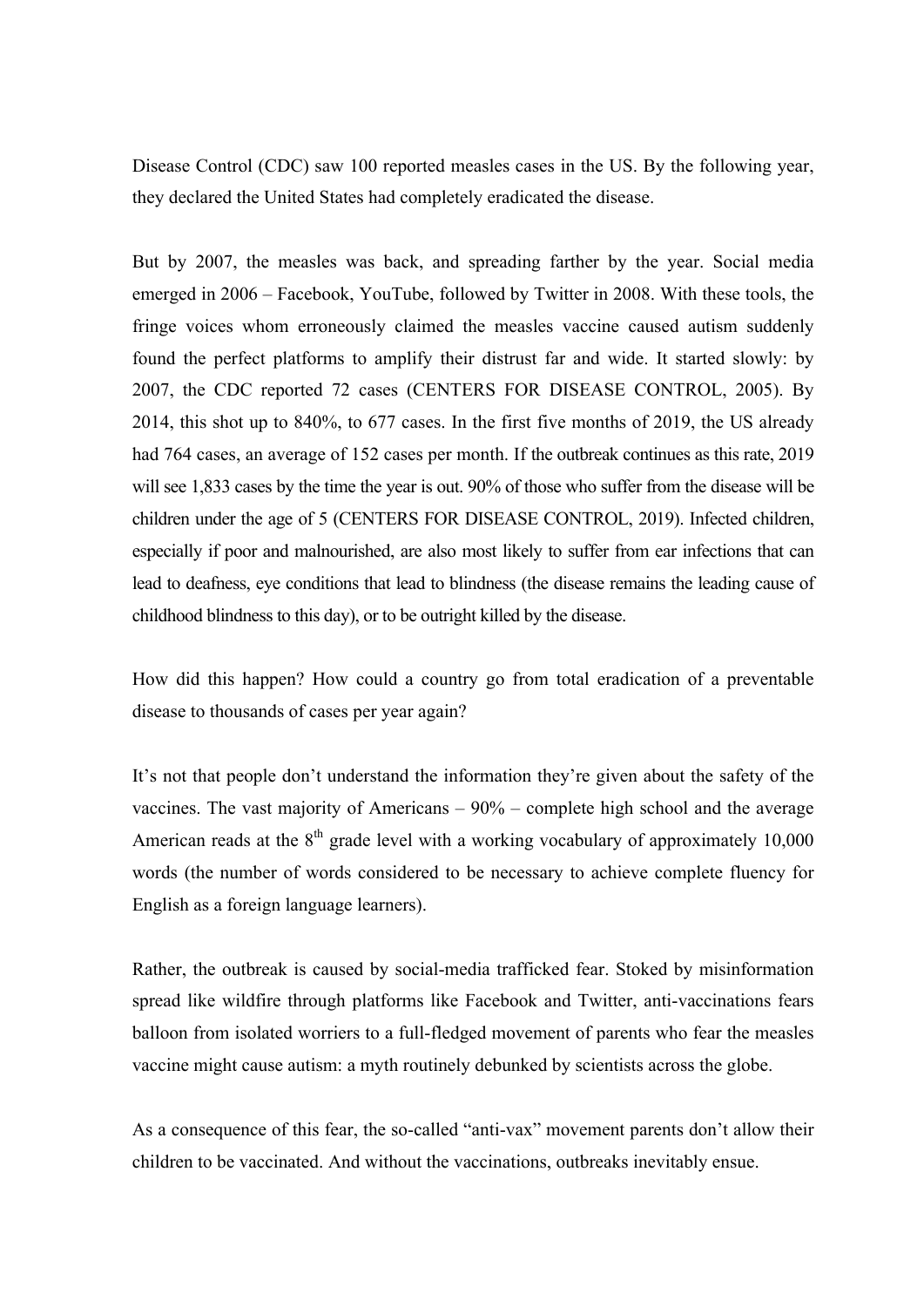Disease Control (CDC) saw 100 reported measles cases in the US. By the following year, they declared the United States had completely eradicated the disease.

But by 2007, the measles was back, and spreading farther by the year. Social media emerged in 2006 – Facebook, YouTube, followed by Twitter in 2008. With these tools, the fringe voices whom erroneously claimed the measles vaccine caused autism suddenly found the perfect platforms to amplify their distrust far and wide. It started slowly: by 2007, the CDC reported 72 cases (CENTERS FOR DISEASE CONTROL, 2005). By 2014, this shot up to 840%, to 677 cases. In the first five months of 2019, the US already had 764 cases, an average of 152 cases per month. If the outbreak continues as this rate, 2019 will see 1,833 cases by the time the year is out. 90% of those who suffer from the disease will be children under the age of 5 (CENTERS FOR DISEASE CONTROL, 2019). Infected children, especially if poor and malnourished, are also most likely to suffer from ear infections that can lead to deafness, eye conditions that lead to blindness (the disease remains the leading cause of childhood blindness to this day), or to be outright killed by the disease.

How did this happen? How could a country go from total eradication of a preventable disease to thousands of cases per year again?

It's not that people don't understand the information they're given about the safety of the vaccines. The vast majority of Americans – 90% – complete high school and the average American reads at the 8th grade level with a working vocabulary of approximately 10,000 words (the number of words considered to be necessary to achieve complete fluency for English as a foreign language learners).

Rather, the outbreak is caused by social-media trafficked fear. Stoked by misinformation spread like wildfire through platforms like Facebook and Twitter, anti-vaccinations fears balloon from isolated worriers to a full-fledged movement of parents who fear the measles vaccine might cause autism: a myth routinely debunked by scientists across the globe.

As a consequence of this fear, the so-called "anti-vax" movement parents don't allow their children to be vaccinated. And without the vaccinations, outbreaks inevitably ensue.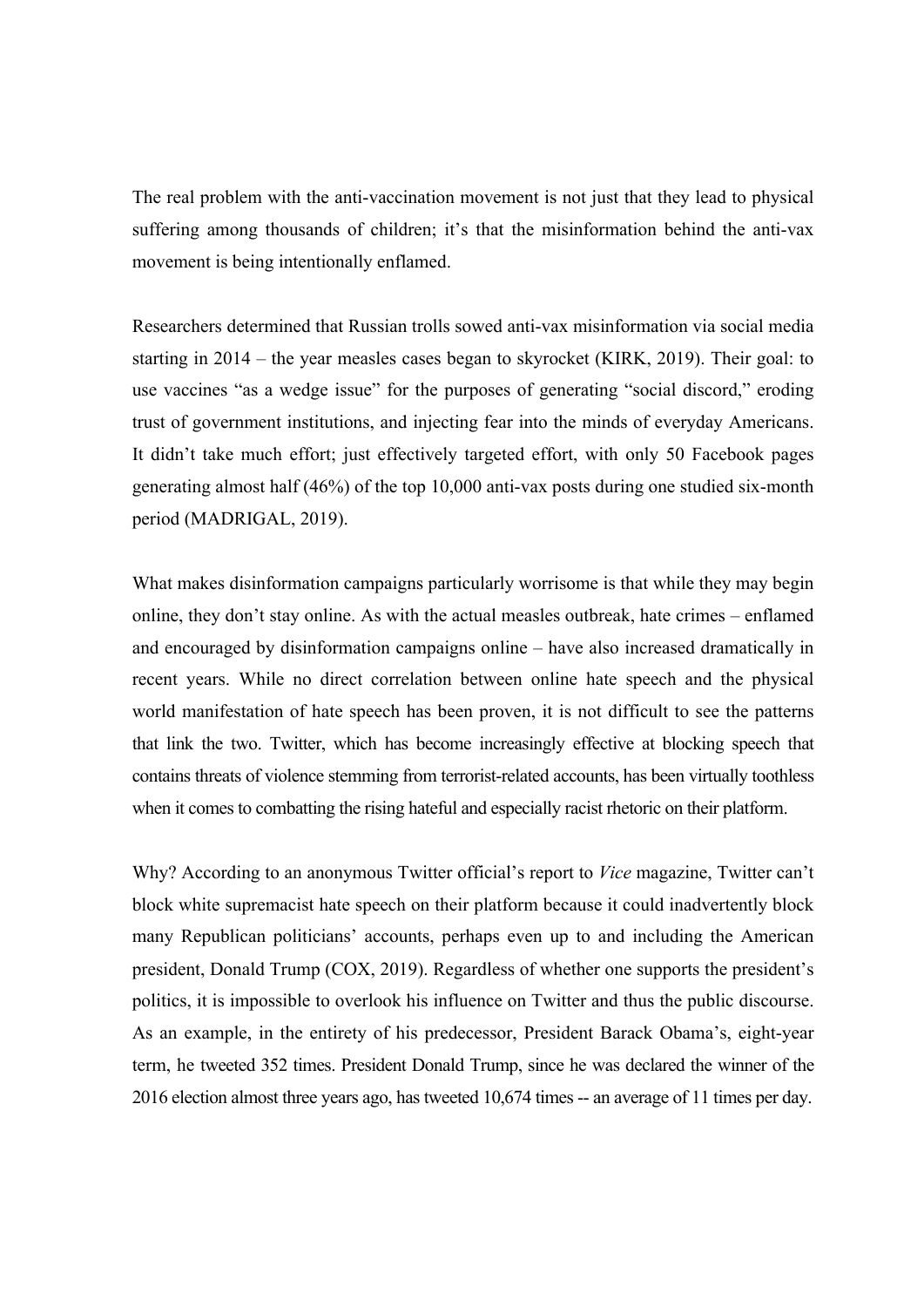The real problem with the anti-vaccination movement is not just that they lead to physical suffering among thousands of children; it's that the misinformation behind the anti-vax movement is being intentionally enflamed.

Researchers determined that Russian trolls sowed anti-vax misinformation via social media starting in 2014 – the year measles cases began to skyrocket (KIRK, 2019). Their goal: to use vaccines "as a wedge issue" for the purposes of generating "social discord," eroding trust of government institutions, and injecting fear into the minds of everyday Americans. It didn't take much effort; just effectively targeted effort, with only 50 Facebook pages generating almost half (46%) of the top 10,000 anti-vax posts during one studied six-month period (MADRIGAL, 2019).

What makes disinformation campaigns particularly worrisome is that while they may begin online, they don't stay online. As with the actual measles outbreak, hate crimes – enflamed and encouraged by disinformation campaigns online – have also increased dramatically in recent years. While no direct correlation between online hate speech and the physical world manifestation of hate speech has been proven, it is not difficult to see the patterns that link the two. Twitter, which has become increasingly effective at blocking speech that contains threats of violence stemming from terrorist-related accounts, has been virtually toothless when it comes to combatting the rising hateful and especially racist rhetoric on their platform.

Why? According to an anonymous Twitter official's report to *Vice* magazine, Twitter can't block white supremacist hate speech on their platform because it could inadvertently block many Republican politicians' accounts, perhaps even up to and including the American president, Donald Trump (COX, 2019). Regardless of whether one supports the president's politics, it is impossible to overlook his influence on Twitter and thus the public discourse. As an example, in the entirety of his predecessor, President Barack Obama's, eight-year term, he tweeted 352 times. President Donald Trump, since he was declared the winner of the 2016 election almost three years ago, has tweeted 10,674 times -- an average of 11 times per day.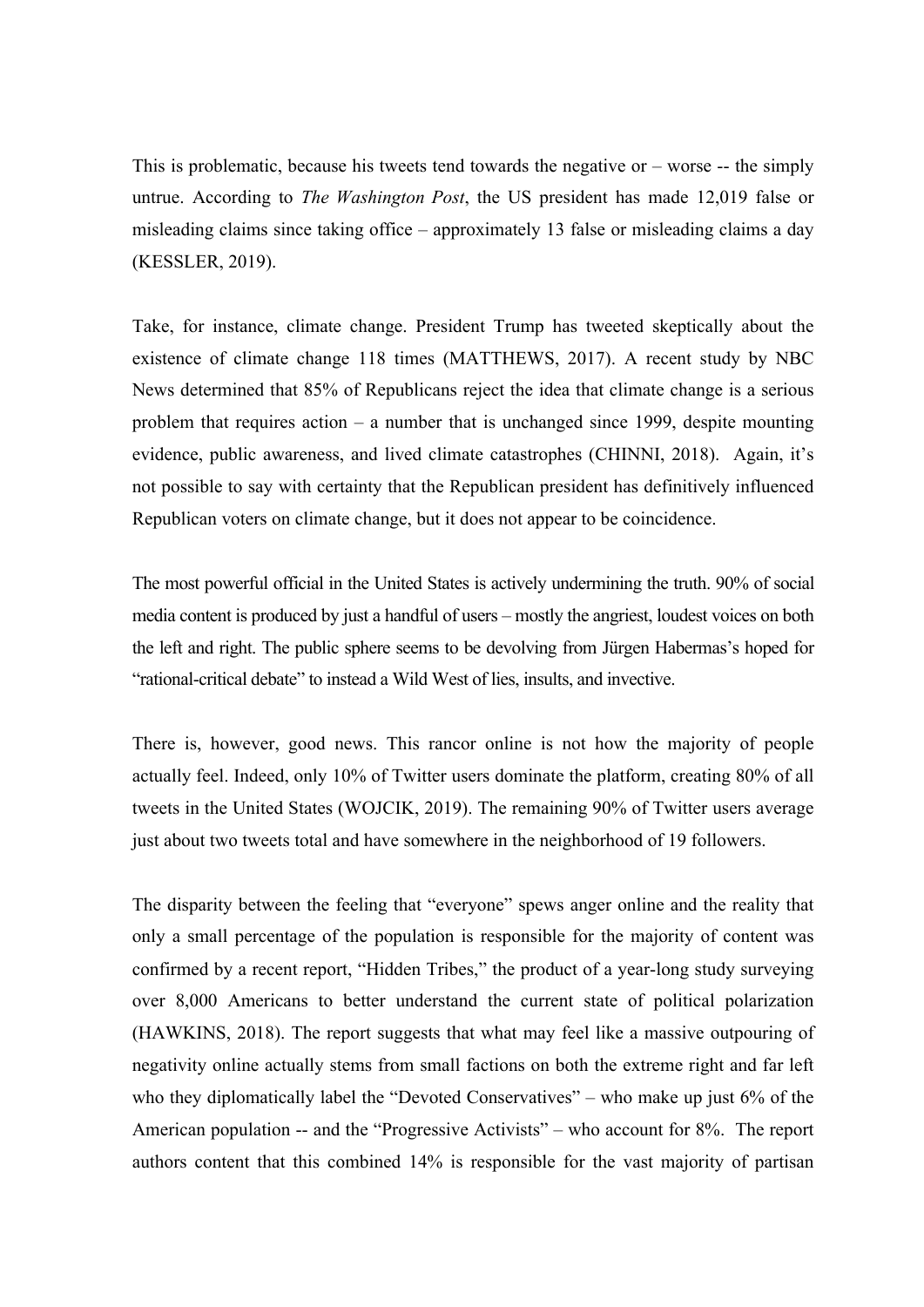This is problematic, because his tweets tend towards the negative or – worse -- the simply untrue. According to *The Washington Post*, the US president has made 12,019 false or misleading claims since taking office – approximately 13 false or misleading claims a day (KESSLER, 2019).

Take, for instance, climate change. President Trump has tweeted skeptically about the existence of climate change 118 times (MATTHEWS, 2017). A recent study by NBC News determined that 85% of Republicans reject the idea that climate change is a serious problem that requires action – a number that is unchanged since 1999, despite mounting evidence, public awareness, and lived climate catastrophes (CHINNI, 2018). Again, it's not possible to say with certainty that the Republican president has definitively influenced Republican voters on climate change, but it does not appear to be coincidence.

The most powerful official in the United States is actively undermining the truth. 90% of social media content is produced by just a handful of users – mostly the angriest, loudest voices on both the left and right. The public sphere seems to be devolving from Jürgen Habermas's hoped for "rational-critical debate" to instead a Wild West of lies, insults, and invective.

There is, however, good news. This rancor online is not how the majority of people actually feel. Indeed, only 10% of Twitter users dominate the platform, creating 80% of all tweets in the United States (WOJCIK, 2019). The remaining 90% of Twitter users average just about two tweets total and have somewhere in the neighborhood of 19 followers.

The disparity between the feeling that "everyone" spews anger online and the reality that only a small percentage of the population is responsible for the majority of content was confirmed by a recent report, "Hidden Tribes," the product of a year-long study surveying over 8,000 Americans to better understand the current state of political polarization (HAWKINS, 2018). The report suggests that what may feel like a massive outpouring of negativity online actually stems from small factions on both the extreme right and far left who they diplomatically label the "Devoted Conservatives" – who make up just 6% of the American population -- and the "Progressive Activists" – who account for 8%. The report authors content that this combined 14% is responsible for the vast majority of partisan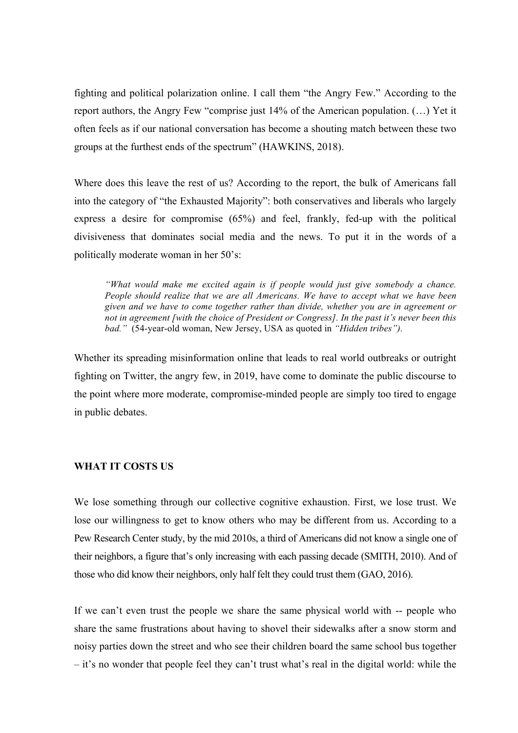fighting and political polarization online. I call them "the Angry Few." According to the report authors, the Angry Few "comprise just 14% of the American population. (…) Yet it often feels as if our national conversation has become a shouting match between these two groups at the furthest ends of the spectrum" (HAWKINS, 2018).

Where does this leave the rest of us? According to the report, the bulk of Americans fall into the category of "the Exhausted Majority": both conservatives and liberals who largely express a desire for compromise (65%) and feel, frankly, fed-up with the political divisiveness that dominates social media and the news. To put it in the words of a politically moderate woman in her 50's:

> *"What would make me excited again is if people would just give somebody a chance. People should realize that we are all Americans. We have to accept what we have been given and we have to come together rather than divide, whether you are in agreement or not in agreement [with the choice of President or Congress]. In the past it's never been this bad."* (54-year-old woman, New Jersey, USA as quoted in *"Hidden tribes")*.

Whether its spreading misinformation online that leads to real world outbreaks or outright fighting on Twitter, the angry few, in 2019, have come to dominate the public discourse to the point where more moderate, compromise-minded people are simply too tired to engage in public debates.

**WHAT IT COSTS US**

We lose something through our collective cognitive exhaustion. First, we lose trust. We lose our willingness to get to know others who may be different from us. According to a Pew Research Center study, by the mid 2010s, a third of Americans did not know a single one of their neighbors, a figure that's only increasing with each passing decade (SMITH, 2010). And of those who did know their neighbors, only half felt they could trust them (GAO, 2016).

If we can't even trust the people we share the same physical world with -- people who share the same frustrations about having to shovel their sidewalks after a snow storm and noisy parties down the street and who see their children board the same school bus together – it's no wonder that people feel they can't trust what's real in the digital world: while the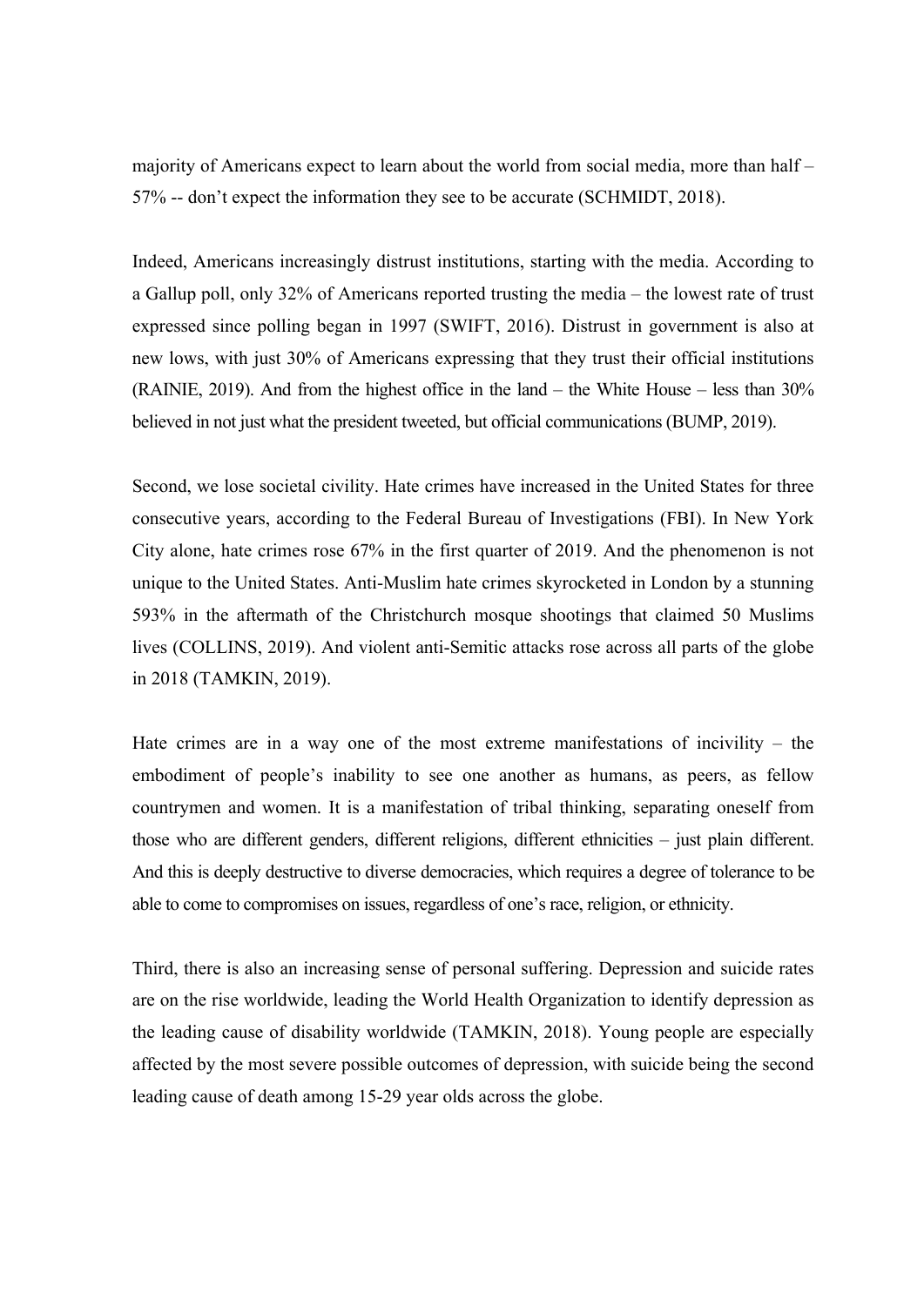majority of Americans expect to learn about the world from social media, more than half – 57% -- don't expect the information they see to be accurate (SCHMIDT, 2018).

Indeed, Americans increasingly distrust institutions, starting with the media. According to a Gallup poll, only 32% of Americans reported trusting the media – the lowest rate of trust expressed since polling began in 1997 (SWIFT, 2016). Distrust in government is also at new lows, with just 30% of Americans expressing that they trust their official institutions (RAINIE, 2019). And from the highest office in the land – the White House – less than 30% believed in not just what the president tweeted, but official communications (BUMP, 2019).

Second, we lose societal civility. Hate crimes have increased in the United States for three consecutive years, according to the Federal Bureau of Investigations (FBI). In New York City alone, hate crimes rose 67% in the first quarter of 2019. And the phenomenon is not unique to the United States. Anti-Muslim hate crimes skyrocketed in London by a stunning 593% in the aftermath of the Christchurch mosque shootings that claimed 50 Muslims lives (COLLINS, 2019). And violent anti-Semitic attacks rose across all parts of the globe in 2018 (TAMKIN, 2019).

Hate crimes are in a way one of the most extreme manifestations of incivility – the embodiment of people's inability to see one another as humans, as peers, as fellow countrymen and women. It is a manifestation of tribal thinking, separating oneself from those who are different genders, different religions, different ethnicities – just plain different. And this is deeply destructive to diverse democracies, which requires a degree of tolerance to be able to come to compromises on issues, regardless of one's race, religion, or ethnicity.

Third, there is also an increasing sense of personal suffering. Depression and suicide rates are on the rise worldwide, leading the World Health Organization to identify depression as the leading cause of disability worldwide (TAMKIN, 2018). Young people are especially affected by the most severe possible outcomes of depression, with suicide being the second leading cause of death among 15-29 year olds across the globe.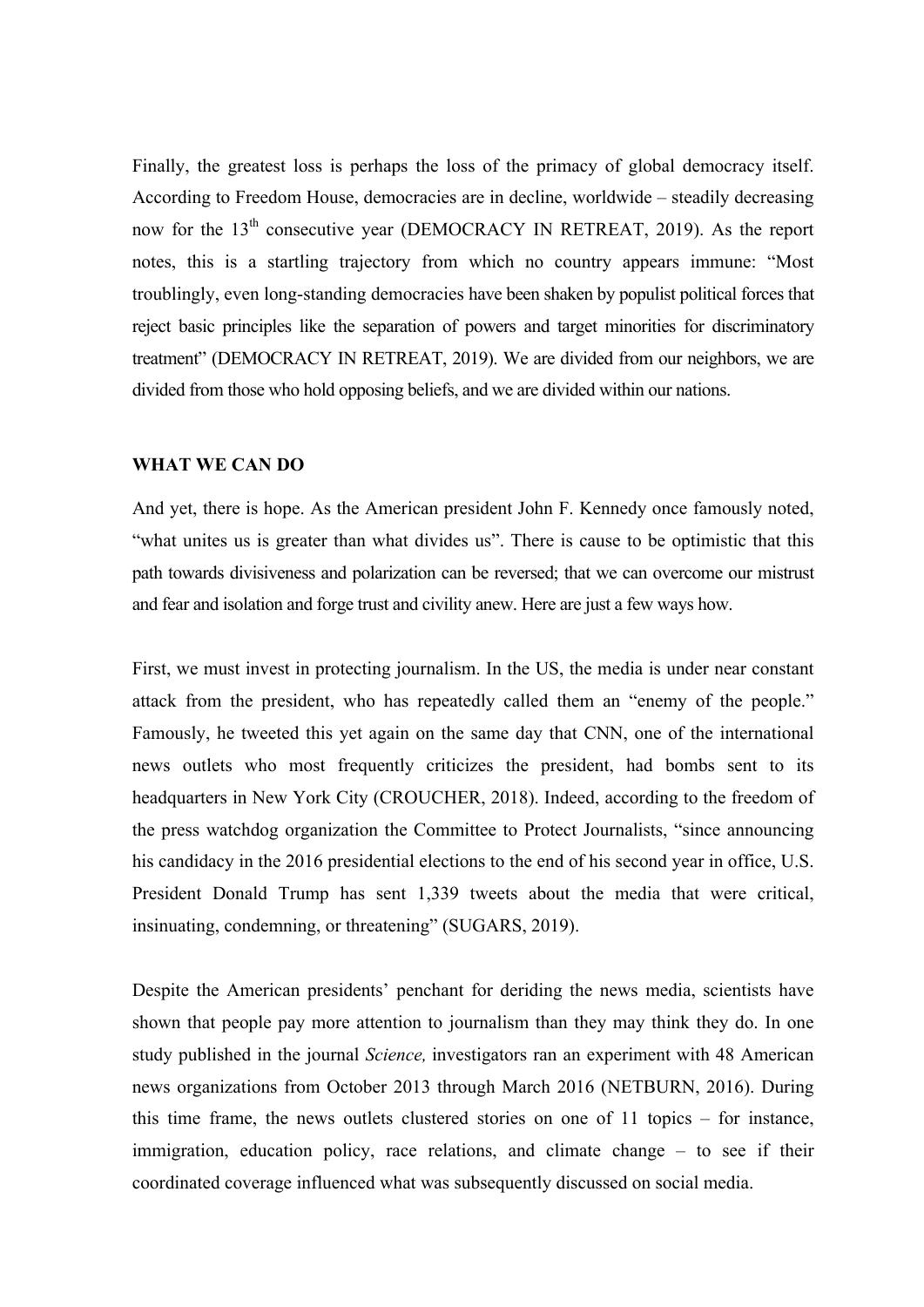Finally, the greatest loss is perhaps the loss of the primacy of global democracy itself. According to Freedom House, democracies are in decline, worldwide – steadily decreasing now for the 13th consecutive year (DEMOCRACY IN RETREAT, 2019). As the report notes, this is a startling trajectory from which no country appears immune: "Most troublingly, even long-standing democracies have been shaken by populist political forces that reject basic principles like the separation of powers and target minorities for discriminatory treatment" (DEMOCRACY IN RETREAT, 2019). We are divided from our neighbors, we are divided from those who hold opposing beliefs, and we are divided within our nations.

## WHAT WE CAN DO

And yet, there is hope. As the American president John F. Kennedy once famously noted, "what unites us is greater than what divides us". There is cause to be optimistic that this path towards divisiveness and polarization can be reversed; that we can overcome our mistrust and fear and isolation and forge trust and civility anew. Here are just a few ways how.

First, we must invest in protecting journalism. In the US, the media is under near constant attack from the president, who has repeatedly called them an "enemy of the people." Famously, he tweeted this yet again on the same day that CNN, one of the international news outlets who most frequently criticizes the president, had bombs sent to its headquarters in New York City (CROUCHER, 2018). Indeed, according to the freedom of the press watchdog organization the Committee to Protect Journalists, "since announcing his candidacy in the 2016 presidential elections to the end of his second year in office, U.S. President Donald Trump has sent 1,339 tweets about the media that were critical, insinuating, condemning, or threatening" (SUGARS, 2019).

Despite the American presidents' penchant for deriding the news media, scientists have shown that people pay more attention to journalism than they may think they do. In one study published in the journal *Science,* investigators ran an experiment with 48 American news organizations from October 2013 through March 2016 (NETBURN, 2016). During this time frame, the news outlets clustered stories on one of 11 topics – for instance, immigration, education policy, race relations, and climate change – to see if their coordinated coverage influenced what was subsequently discussed on social media.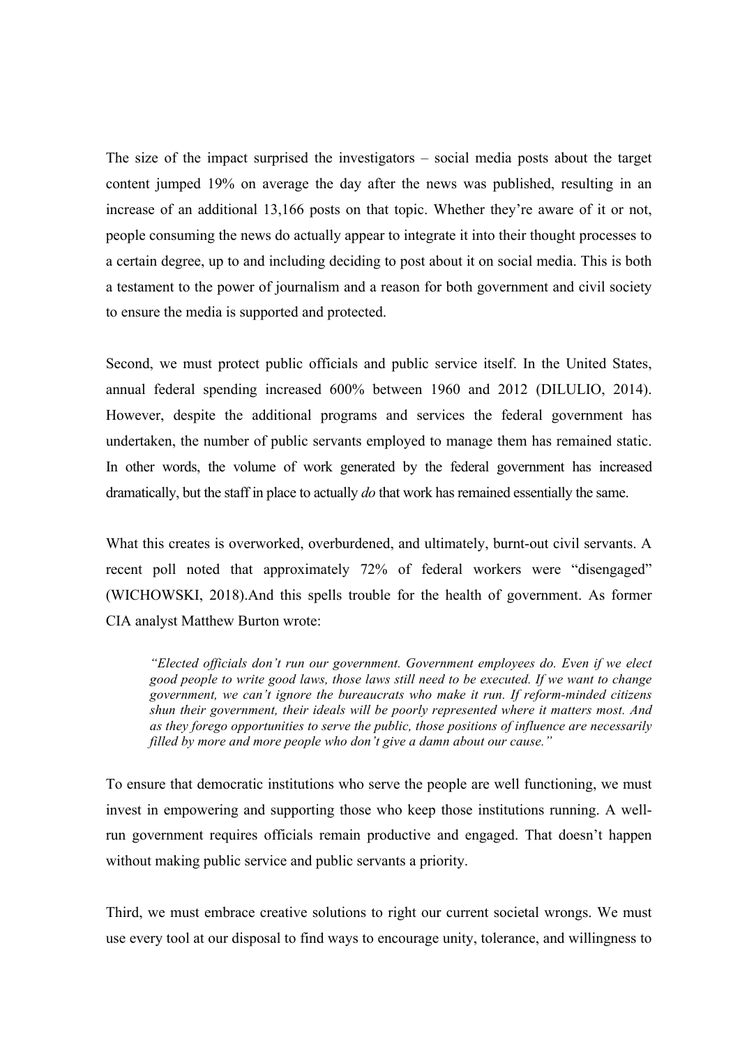The size of the impact surprised the investigators – social media posts about the target content jumped 19% on average the day after the news was published, resulting in an increase of an additional 13,166 posts on that topic. Whether they're aware of it or not, people consuming the news do actually appear to integrate it into their thought processes to a certain degree, up to and including deciding to post about it on social media. This is both a testament to the power of journalism and a reason for both government and civil society to ensure the media is supported and protected.

Second, we must protect public officials and public service itself. In the United States, annual federal spending increased 600% between 1960 and 2012 (DILULIO, 2014). However, despite the additional programs and services the federal government has undertaken, the number of public servants employed to manage them has remained static. In other words, the volume of work generated by the federal government has increased dramatically, but the staff in place to actually *do* that work has remained essentially the same.

What this creates is overworked, overburdened, and ultimately, burnt-out civil servants. A recent poll noted that approximately 72% of federal workers were "disengaged" (WICHOWSKI, 2018).And this spells trouble for the health of government. As former CIA analyst Matthew Burton wrote:

> *"Elected officials don't run our government. Government employees do. Even if we elect good people to write good laws, those laws still need to be executed. If we want to change government, we can't ignore the bureaucrats who make it run. If reform-minded citizens shun their government, their ideals will be poorly represented where it matters most. And as they forego opportunities to serve the public, those positions of influence are necessarily filled by more and more people who don't give a damn about our cause."*

To ensure that democratic institutions who serve the people are well functioning, we must invest in empowering and supporting those who keep those institutions running. A well-run government requires officials remain productive and engaged. That doesn't happen without making public service and public servants a priority.

Third, we must embrace creative solutions to right our current societal wrongs. We must use every tool at our disposal to find ways to encourage unity, tolerance, and willingness to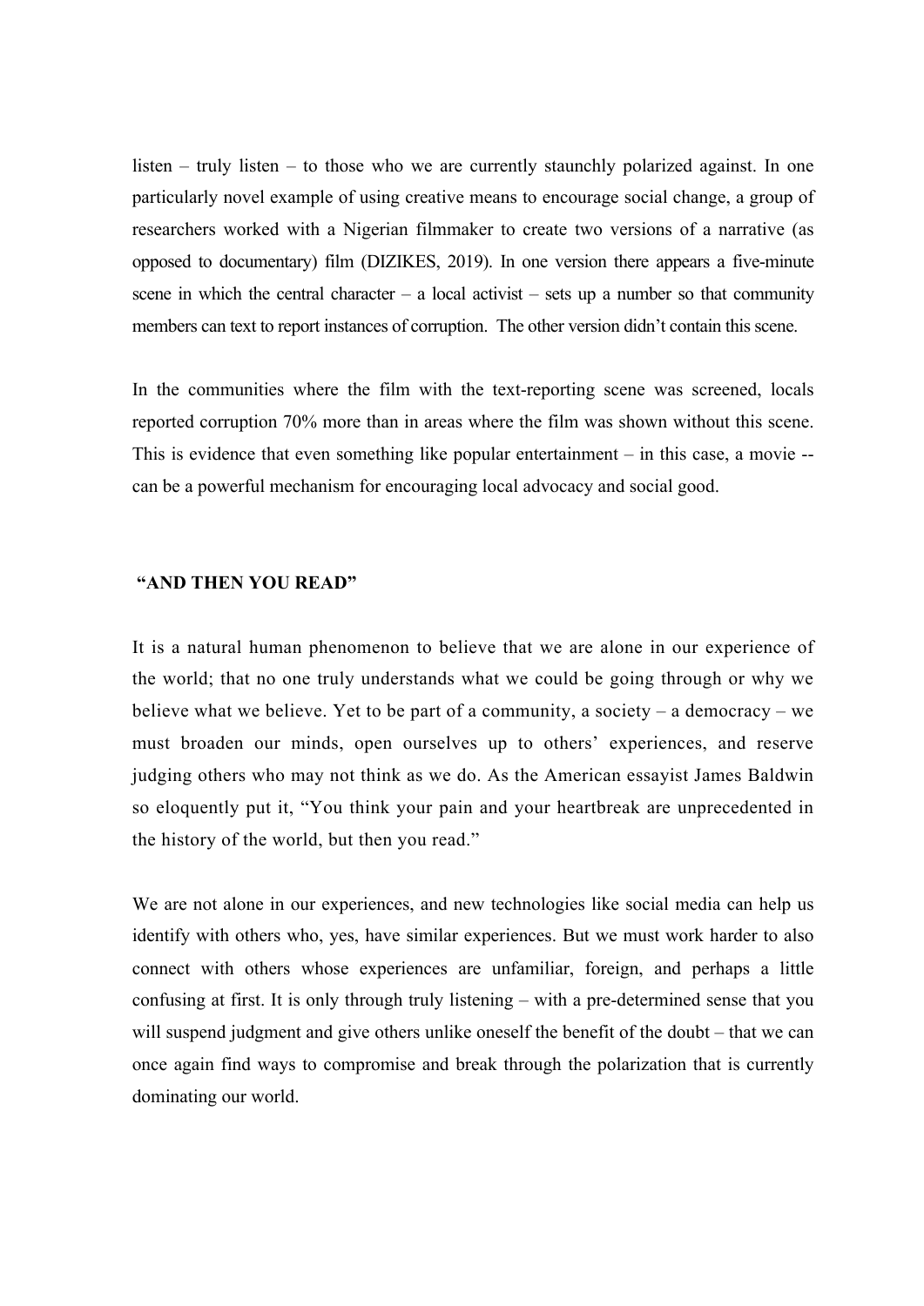listen – truly listen – to those who we are currently staunchly polarized against. In one particularly novel example of using creative means to encourage social change, a group of researchers worked with a Nigerian filmmaker to create two versions of a narrative (as opposed to documentary) film (DIZIKES, 2019). In one version there appears a five-minute scene in which the central character – a local activist – sets up a number so that community members can text to report instances of corruption. The other version didn't contain this scene.

In the communities where the film with the text-reporting scene was screened, locals reported corruption 70% more than in areas where the film was shown without this scene. This is evidence that even something like popular entertainment – in this case, a movie -- can be a powerful mechanism for encouraging local advocacy and social good.

## "AND THEN YOU READ"

It is a natural human phenomenon to believe that we are alone in our experience of the world; that no one truly understands what we could be going through or why we believe what we believe. Yet to be part of a community, a society – a democracy – we must broaden our minds, open ourselves up to others' experiences, and reserve judging others who may not think as we do. As the American essayist James Baldwin so eloquently put it, "You think your pain and your heartbreak are unprecedented in the history of the world, but then you read."

We are not alone in our experiences, and new technologies like social media can help us identify with others who, yes, have similar experiences. But we must work harder to also connect with others whose experiences are unfamiliar, foreign, and perhaps a little confusing at first. It is only through truly listening – with a pre-determined sense that you will suspend judgment and give others unlike oneself the benefit of the doubt – that we can once again find ways to compromise and break through the polarization that is currently dominating our world.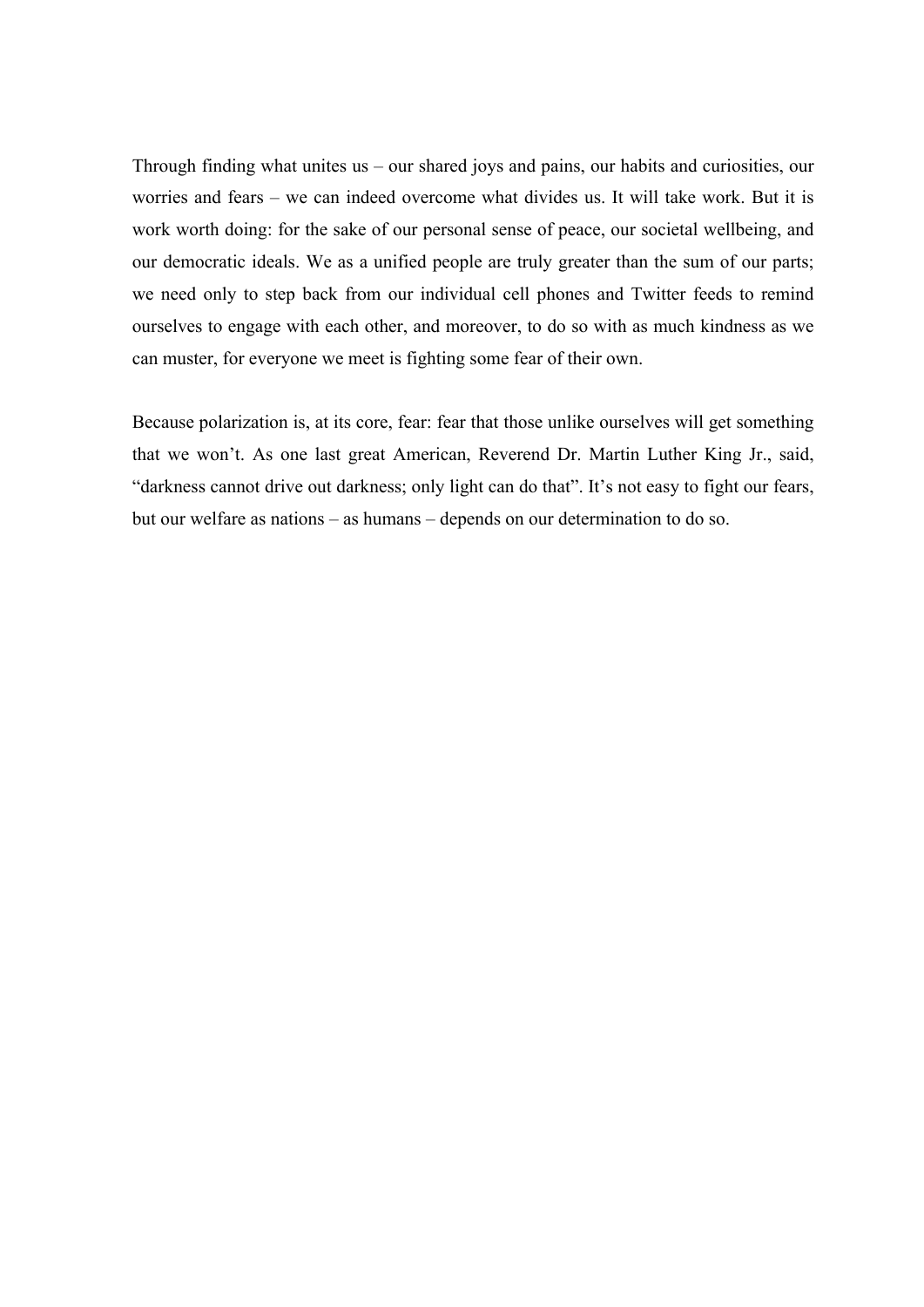Through finding what unites us – our shared joys and pains, our habits and curiosities, our worries and fears – we can indeed overcome what divides us. It will take work. But it is work worth doing: for the sake of our personal sense of peace, our societal wellbeing, and our democratic ideals. We as a unified people are truly greater than the sum of our parts; we need only to step back from our individual cell phones and Twitter feeds to remind ourselves to engage with each other, and moreover, to do so with as much kindness as we can muster, for everyone we meet is fighting some fear of their own.

Because polarization is, at its core, fear: fear that those unlike ourselves will get something that we won't. As one last great American, Reverend Dr. Martin Luther King Jr., said, "darkness cannot drive out darkness; only light can do that". It's not easy to fight our fears, but our welfare as nations – as humans – depends on our determination to do so.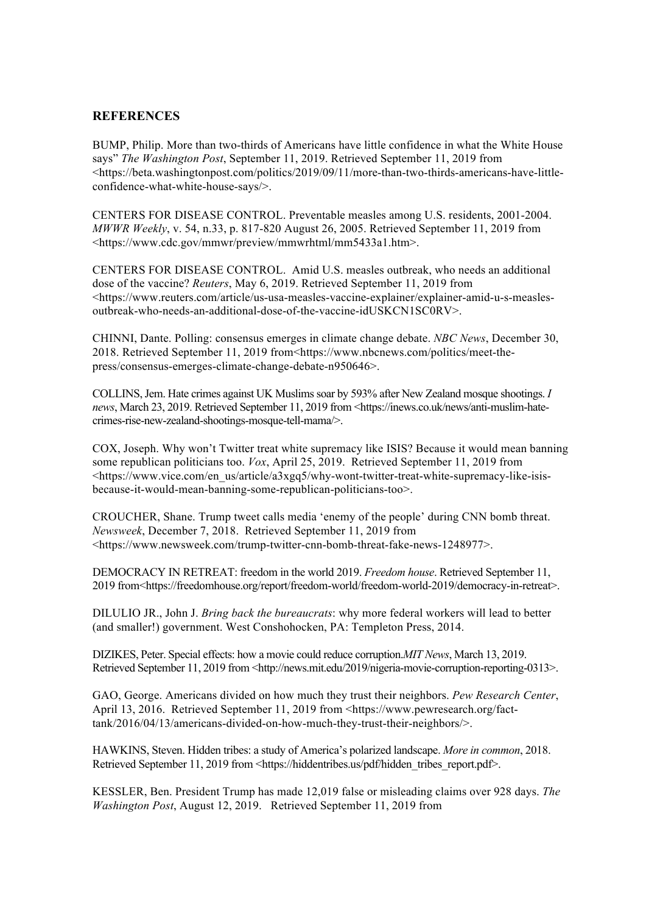## REFERENCES

BUMP, Philip. More than two-thirds of Americans have little confidence in what the White House says" *The Washington Post*, September 11, 2019. Retrieved September 11, 2019 from <https://beta.washingtonpost.com/politics/2019/09/11/more-than-two-thirds-americans-have-little-confidence-what-white-house-says/>.

CENTERS FOR DISEASE CONTROL. Preventable measles among U.S. residents, 2001-2004. *MWWR Weekly*, v. 54, n.33, p. 817-820 August 26, 2005. Retrieved September 11, 2019 from <https://www.cdc.gov/mmwr/preview/mmwrhtml/mm5433a1.htm>.

CENTERS FOR DISEASE CONTROL. Amid U.S. measles outbreak, who needs an additional dose of the vaccine? *Reuters*, May 6, 2019. Retrieved September 11, 2019 from <https://www.reuters.com/article/us-usa-measles-vaccine-explainer/explainer-amid-u-s-measles-outbreak-who-needs-an-additional-dose-of-the-vaccine-idUSKCN1SC0RV>.

CHINNI, Dante. Polling: consensus emerges in climate change debate. *NBC News*, December 30, 2018. Retrieved September 11, 2019 from<https://www.nbcnews.com/politics/meet-the-press/consensus-emerges-climate-change-debate-n950646>.

COLLINS, Jem. Hate crimes against UK Muslims soar by 593% after New Zealand mosque shootings. *I news*, March 23, 2019. Retrieved September 11, 2019 from <https://inews.co.uk/news/anti-muslim-hate-crimes-rise-new-zealand-shootings-mosque-tell-mama/>.

COX, Joseph. Why won't Twitter treat white supremacy like ISIS? Because it would mean banning some republican politicians too. *Vox*, April 25, 2019. Retrieved September 11, 2019 from <https://www.vice.com/en_us/article/a3xgq5/why-wont-twitter-treat-white-supremacy-like-isis-because-it-would-mean-banning-some-republican-politicians-too>.

CROUCHER, Shane. Trump tweet calls media 'enemy of the people' during CNN bomb threat. *Newsweek*, December 7, 2018. Retrieved September 11, 2019 from <https://www.newsweek.com/trump-twitter-cnn-bomb-threat-fake-news-1248977>.

DEMOCRACY IN RETREAT: freedom in the world 2019. *Freedom house*. Retrieved September 11, 2019 from<https://freedomhouse.org/report/freedom-world/freedom-world-2019/democracy-in-retreat>.

DILULIO JR., John J. *Bring back the bureaucrats*: why more federal workers will lead to better (and smaller!) government. West Conshohocken, PA: Templeton Press, 2014.

DIZIKES, Peter. Special effects: how a movie could reduce corruption.*MIT News*, March 13, 2019. Retrieved September 11, 2019 from <http://news.mit.edu/2019/nigeria-movie-corruption-reporting-0313>.

GAO, George. Americans divided on how much they trust their neighbors. *Pew Research Center*, April 13, 2016. Retrieved September 11, 2019 from <https://www.pewresearch.org/fact-tank/2016/04/13/americans-divided-on-how-much-they-trust-their-neighbors/>.

HAWKINS, Steven. Hidden tribes: a study of America's polarized landscape. *More in common*, 2018. Retrieved September 11, 2019 from <https://hiddentribes.us/pdf/hidden_tribes_report.pdf>.

KESSLER, Ben. President Trump has made 12,019 false or misleading claims over 928 days. *The Washington Post*, August 12, 2019. Retrieved September 11, 2019 from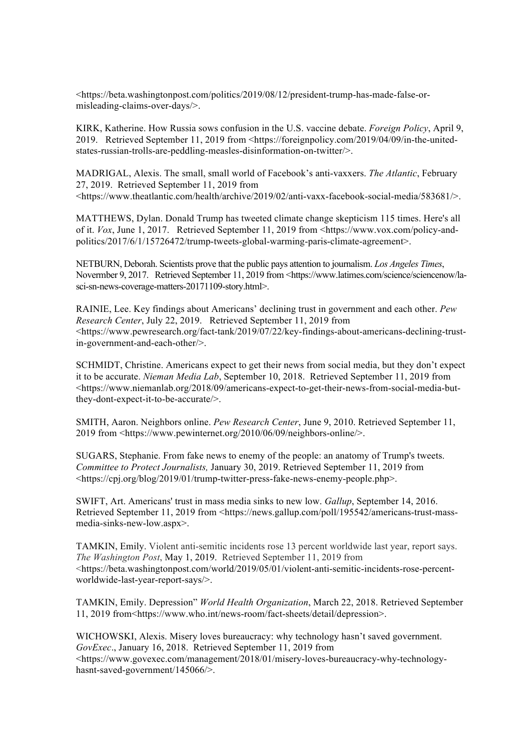<https://beta.washingtonpost.com/politics/2019/08/12/president-trump-has-made-false-or-misleading-claims-over-days/>.

KIRK, Katherine. How Russia sows confusion in the U.S. vaccine debate. *Foreign Policy*, April 9, 2019. Retrieved September 11, 2019 from <https://foreignpolicy.com/2019/04/09/in-the-united-states-russian-trolls-are-peddling-measles-disinformation-on-twitter/>.

MADRIGAL, Alexis. The small, small world of Facebook's anti-vaxxers. *The Atlantic*, February 27, 2019. Retrieved September 11, 2019 from <https://www.theatlantic.com/health/archive/2019/02/anti-vaxx-facebook-social-media/583681/>.

MATTHEWS, Dylan. Donald Trump has tweeted climate change skepticism 115 times. Here's all of it. *Vox*, June 1, 2017. Retrieved September 11, 2019 from <https://www.vox.com/policy-and-politics/2017/6/1/15726472/trump-tweets-global-warming-paris-climate-agreement>.

NETBURN, Deborah. Scientists prove that the public pays attention to journalism. *Los Angeles Times*, Novermber 9, 2017. Retrieved September 11, 2019 from <https://www.latimes.com/science/sciencenow/la-sci-sn-news-coverage-matters-20171109-story.html>.

RAINIE, Lee. Key findings about Americans' declining trust in government and each other. *Pew Research Center*, July 22, 2019. Retrieved September 11, 2019 from <https://www.pewresearch.org/fact-tank/2019/07/22/key-findings-about-americans-declining-trust-in-government-and-each-other/>.

SCHMIDT, Christine. Americans expect to get their news from social media, but they don't expect it to be accurate. *Nieman Media Lab*, September 10, 2018. Retrieved September 11, 2019 from <https://www.niemanlab.org/2018/09/americans-expect-to-get-their-news-from-social-media-but-they-dont-expect-it-to-be-accurate/>.

SMITH, Aaron. Neighbors online. *Pew Research Center*, June 9, 2010. Retrieved September 11, 2019 from <https://www.pewinternet.org/2010/06/09/neighbors-online/>.

SUGARS, Stephanie. From fake news to enemy of the people: an anatomy of Trump's tweets. *Committee to Protect Journalists,* January 30, 2019. Retrieved September 11, 2019 from <https://cpj.org/blog/2019/01/trump-twitter-press-fake-news-enemy-people.php>.

SWIFT, Art. Americans' trust in mass media sinks to new low. *Gallup*, September 14, 2016. Retrieved September 11, 2019 from <https://news.gallup.com/poll/195542/americans-trust-mass-media-sinks-new-low.aspx>.

TAMKIN, Emily. Violent anti-semitic incidents rose 13 percent worldwide last year, report says. *The Washington Post*, May 1, 2019. Retrieved September 11, 2019 from <https://beta.washingtonpost.com/world/2019/05/01/violent-anti-semitic-incidents-rose-percent-worldwide-last-year-report-says/>.

TAMKIN, Emily. Depression" *World Health Organization*, March 22, 2018. Retrieved September 11, 2019 from<https://www.who.int/news-room/fact-sheets/detail/depression>.

WICHOWSKI, Alexis. Misery loves bureaucracy: why technology hasn't saved government. *GovExec*., January 16, 2018. Retrieved September 11, 2019 from <https://www.govexec.com/management/2018/01/misery-loves-bureaucracy-why-technology-hasnt-saved-government/145066/>.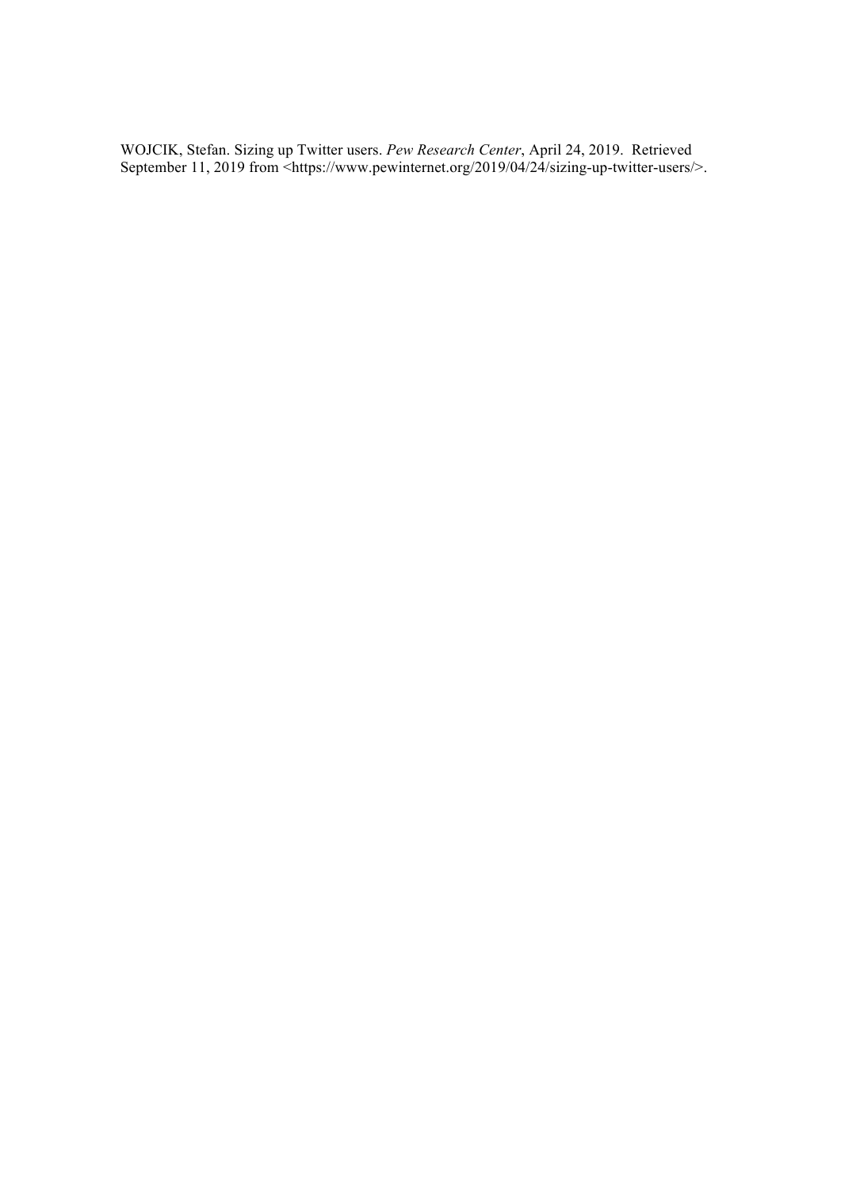WOJCIK, Stefan. Sizing up Twitter users. *Pew Research Center*, April 24, 2019. Retrieved September 11, 2019 from <https://www.pewinternet.org/2019/04/24/sizing-up-twitter-users/>.